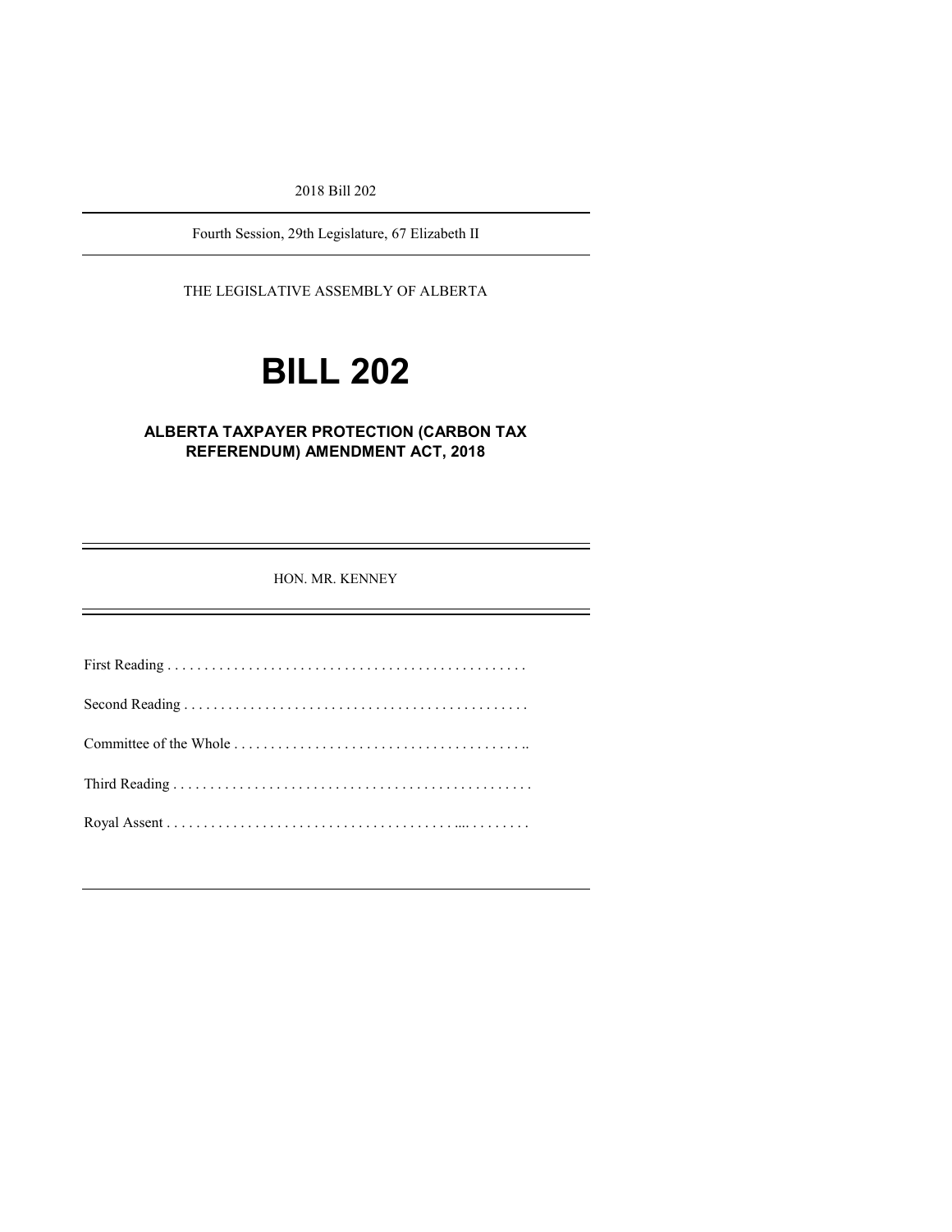2018 Bill 202

Fourth Session, 29th Legislature, 67 Elizabeth II

THE LEGISLATIVE ASSEMBLY OF ALBERTA

# BILL 202

## ALBERTA TAXPAYER PROTECTION (CARBON TAX REFERENDUM) AMENDMENT ACT, 2018

HON. MR. KENNEY

First Reading . . . . . . . . . . . . . . . . . . . . . . . . . . . . . . . . . . . . . . . . . . . . . . . .

Second Reading . . . . . . . . . . . . . . . . . . . . . . . . . . . . . . . . . . . . . . . . . . . . . .

Committee of the Whole . . . . . . . . . . . . . . . . . . . . . . . . . . . . . . . . . . . . . . . ..

Third Reading . . . . . . . . . . . . . . . . . . . . . . . . . . . . . . . . . . . . . . . . . . . . . . . .

Royal Assent . . . . . . . . . . . . . . . . . . . . . . . . . . . . . . . . . . . . . . .... . . . . . . . .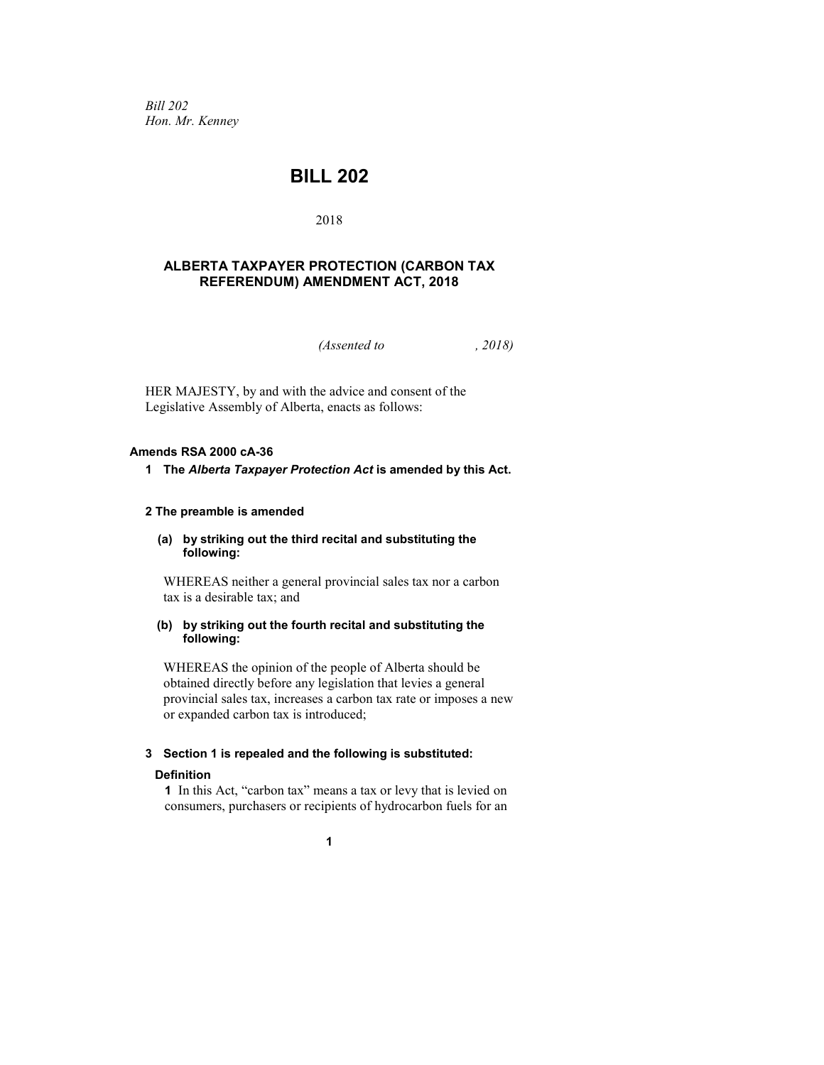*Bill 202*
*Hon. Mr. Kenney*

# BILL 202

2018

## ALBERTA TAXPAYER PROTECTION (CARBON TAX REFERENDUM) AMENDMENT ACT, 2018

*(Assented to , 2018)*

HER MAJESTY, by and with the advice and consent of the Legislative Assembly of Alberta, enacts as follows:

**Amends RSA 2000 cA-36**

**1 The *Alberta Taxpayer Protection Act* is amended by this Act.**

**2 The preamble is amended**

**(a) by striking out the third recital and substituting the following:**

WHEREAS neither a general provincial sales tax nor a carbon tax is a desirable tax; and

**(b) by striking out the fourth recital and substituting the following:**

WHEREAS the opinion of the people of Alberta should be obtained directly before any legislation that levies a general provincial sales tax, increases a carbon tax rate or imposes a new or expanded carbon tax is introduced;

**3 Section 1 is repealed and the following is substituted:**

**Definition**

**1** In this Act, “carbon tax” means a tax or levy that is levied on consumers, purchasers or recipients of hydrocarbon fuels for an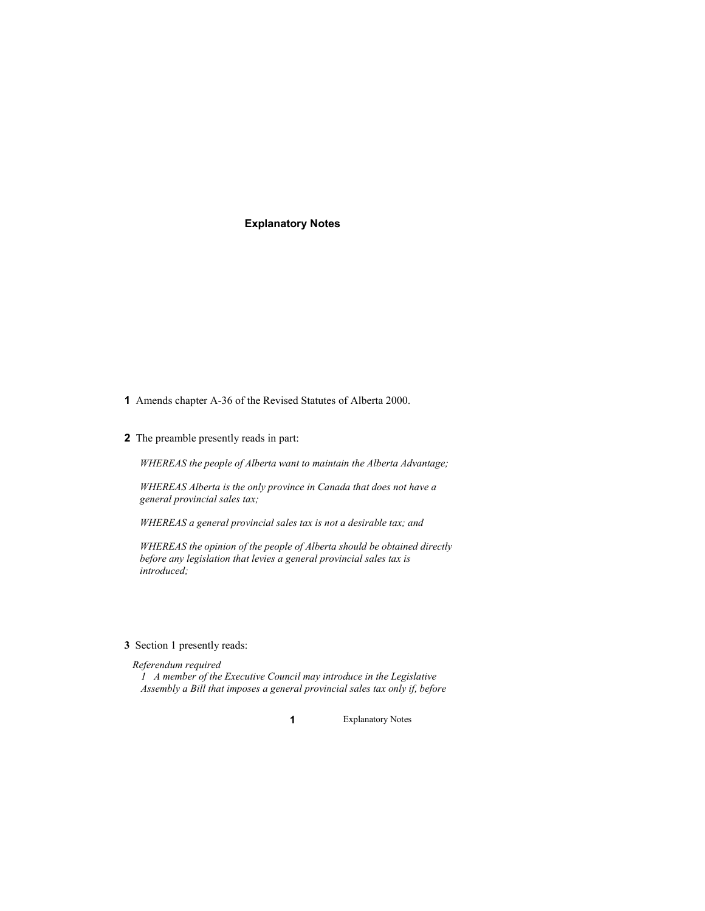## Explanatory Notes

**1** Amends chapter A-36 of the Revised Statutes of Alberta 2000.

**2** The preamble presently reads in part:

> *WHEREAS the people of Alberta want to maintain the Alberta Advantage;*
>
> *WHEREAS Alberta is the only province in Canada that does not have a general provincial sales tax;*
>
> *WHEREAS a general provincial sales tax is not a desirable tax; and*
>
> *WHEREAS the opinion of the people of Alberta should be obtained directly before any legislation that levies a general provincial sales tax is introduced;*

**3** Section 1 presently reads:

> *Referendum required*
>
> *1 A member of the Executive Council may introduce in the Legislative Assembly a Bill that imposes a general provincial sales tax only if, before*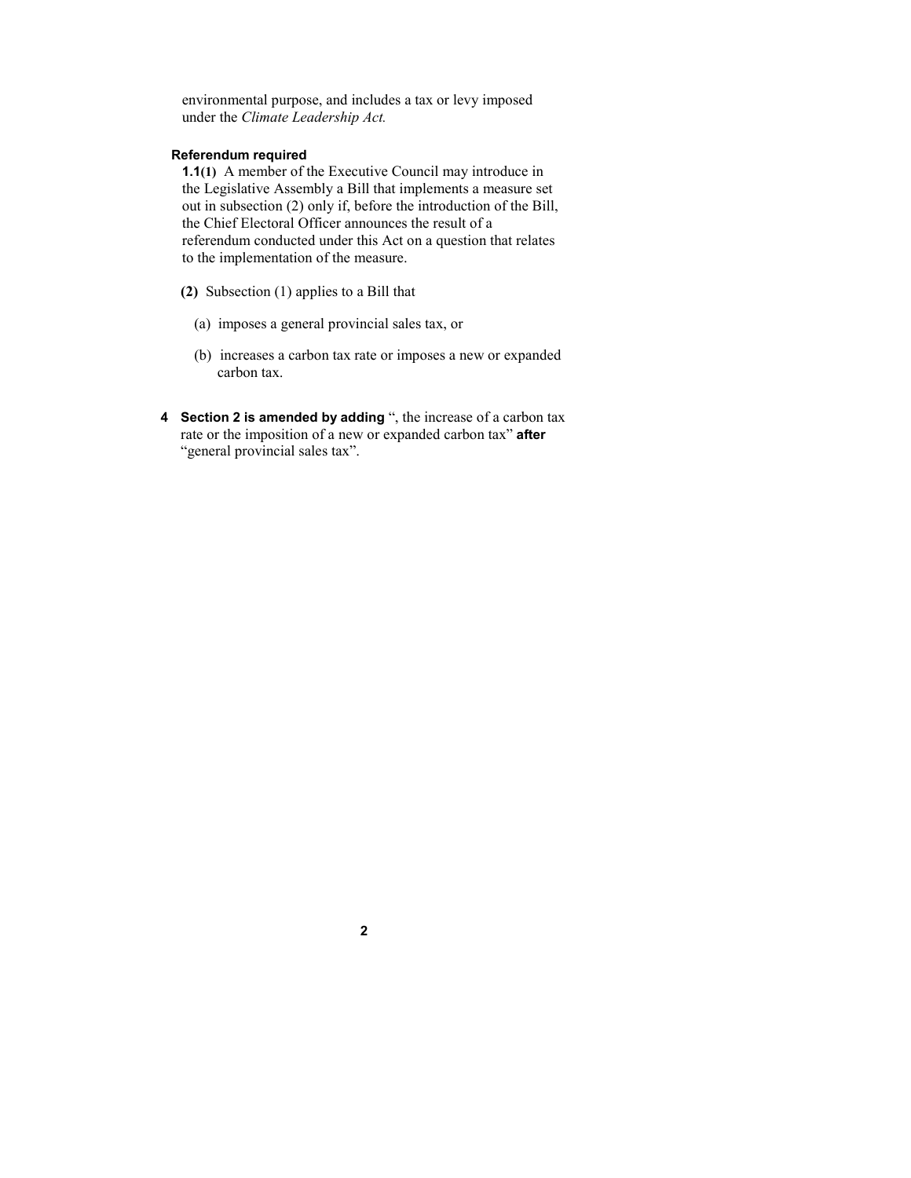environmental purpose, and includes a tax or levy imposed under the *Climate Leadership Act.*

**Referendum required**

**1.1(1)** A member of the Executive Council may introduce in the Legislative Assembly a Bill that implements a measure set out in subsection (2) only if, before the introduction of the Bill, the Chief Electoral Officer announces the result of a referendum conducted under this Act on a question that relates to the implementation of the measure.

**(2)** Subsection (1) applies to a Bill that

(a) imposes a general provincial sales tax, or

(b) increases a carbon tax rate or imposes a new or expanded carbon tax.

**4 Section 2 is amended by adding** ", the increase of a carbon tax rate or the imposition of a new or expanded carbon tax" **after** "general provincial sales tax".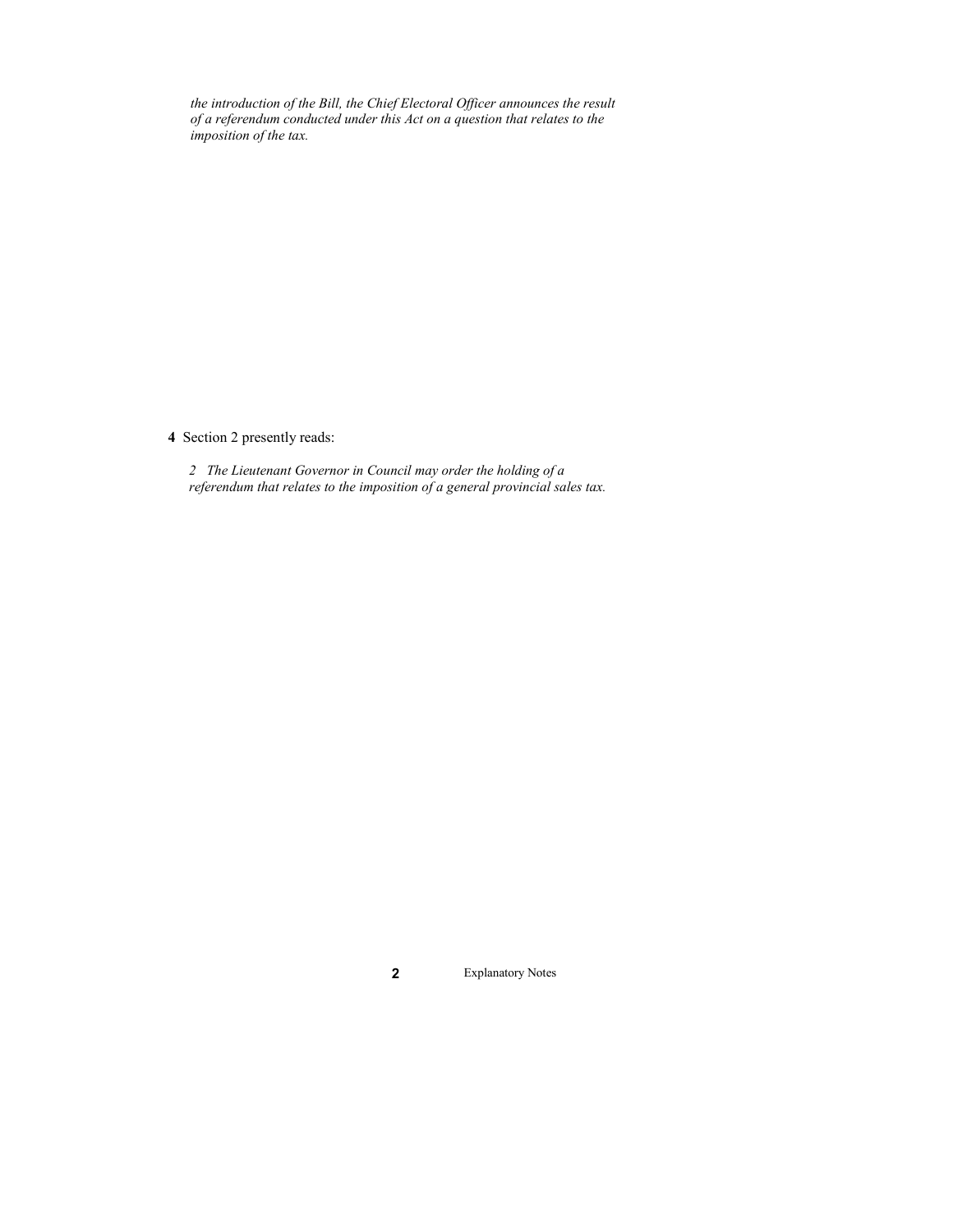*the introduction of the Bill, the Chief Electoral Officer announces the result of a referendum conducted under this Act on a question that relates to the imposition of the tax.*

**4** Section 2 presently reads:

*2 The Lieutenant Governor in Council may order the holding of a referendum that relates to the imposition of a general provincial sales tax.*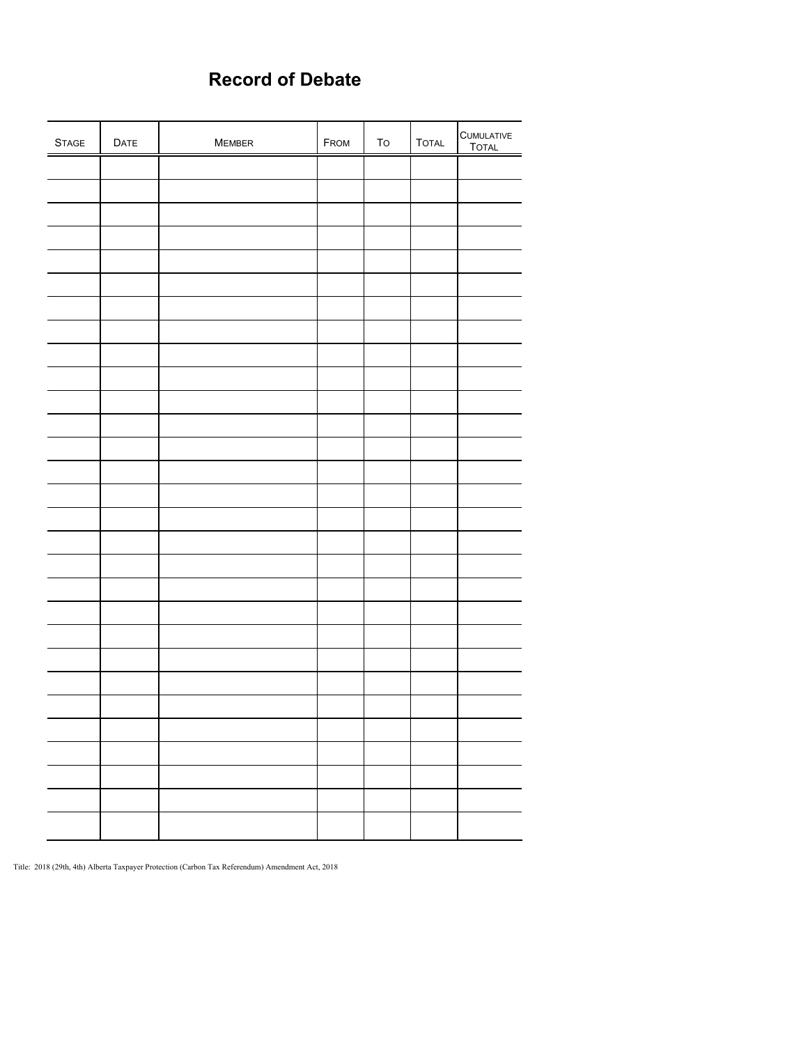# Record of Debate

| Stage | Date | Member | From | To | Total | Cumulative Total |
|---|---|---|---|---|---|---|
| | | | | | | |
| | | | | | | |
| | | | | | | |
| | | | | | | |
| | | | | | | |
| | | | | | | |
| | | | | | | |
| | | | | | | |
| | | | | | | |
| | | | | | | |
| | | | | | | |
| | | | | | | |
| | | | | | | |
| | | | | | | |
| | | | | | | |
| | | | | | | |
| | | | | | | |
| | | | | | | |
| | | | | | | |
| | | | | | | |
| | | | | | | |
| | | | | | | |
| | | | | | | |
| | | | | | | |
| | | | | | | |
| | | | | | | |
| | | | | | | |
| | | | | | | |
| | | | | | | |

Title: 2018 (29th, 4th) Alberta Taxpayer Protection (Carbon Tax Referendum) Amendment Act, 2018